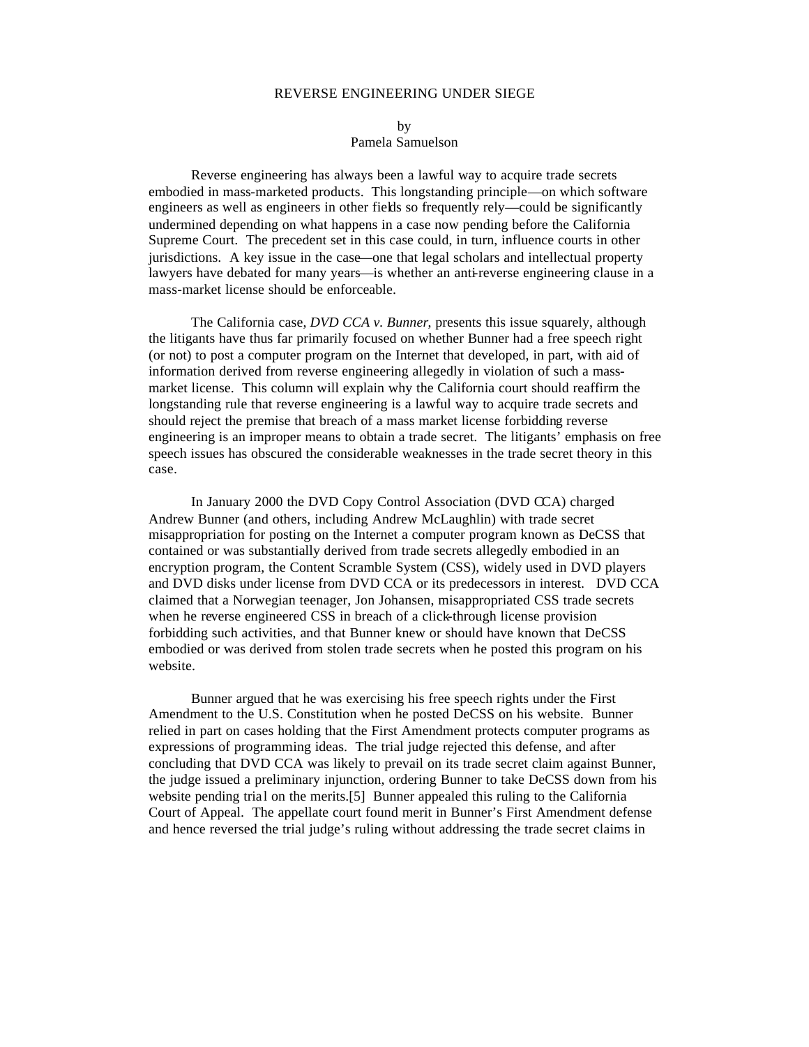# REVERSE ENGINEERING UNDER SIEGE

by
Pamela Samuelson

Reverse engineering has always been a lawful way to acquire trade secrets embodied in mass-marketed products. This longstanding principle—on which software engineers as well as engineers in other fields so frequently rely—could be significantly undermined depending on what happens in a case now pending before the California Supreme Court. The precedent set in this case could, in turn, influence courts in other jurisdictions. A key issue in the case—one that legal scholars and intellectual property lawyers have debated for many years—is whether an anti-reverse engineering clause in a mass-market license should be enforceable.

The California case, *DVD CCA v. Bunner*, presents this issue squarely, although the litigants have thus far primarily focused on whether Bunner had a free speech right (or not) to post a computer program on the Internet that developed, in part, with aid of information derived from reverse engineering allegedly in violation of such a mass-market license. This column will explain why the California court should reaffirm the longstanding rule that reverse engineering is a lawful way to acquire trade secrets and should reject the premise that breach of a mass market license forbidding reverse engineering is an improper means to obtain a trade secret. The litigants' emphasis on free speech issues has obscured the considerable weaknesses in the trade secret theory in this case.

In January 2000 the DVD Copy Control Association (DVD CCA) charged Andrew Bunner (and others, including Andrew McLaughlin) with trade secret misappropriation for posting on the Internet a computer program known as DeCSS that contained or was substantially derived from trade secrets allegedly embodied in an encryption program, the Content Scramble System (CSS), widely used in DVD players and DVD disks under license from DVD CCA or its predecessors in interest. DVD CCA claimed that a Norwegian teenager, Jon Johansen, misappropriated CSS trade secrets when he reverse engineered CSS in breach of a click-through license provision forbidding such activities, and that Bunner knew or should have known that DeCSS embodied or was derived from stolen trade secrets when he posted this program on his website.

Bunner argued that he was exercising his free speech rights under the First Amendment to the U.S. Constitution when he posted DeCSS on his website. Bunner relied in part on cases holding that the First Amendment protects computer programs as expressions of programming ideas. The trial judge rejected this defense, and after concluding that DVD CCA was likely to prevail on its trade secret claim against Bunner, the judge issued a preliminary injunction, ordering Bunner to take DeCSS down from his website pending trial on the merits.[5] Bunner appealed this ruling to the California Court of Appeal. The appellate court found merit in Bunner's First Amendment defense and hence reversed the trial judge's ruling without addressing the trade secret claims in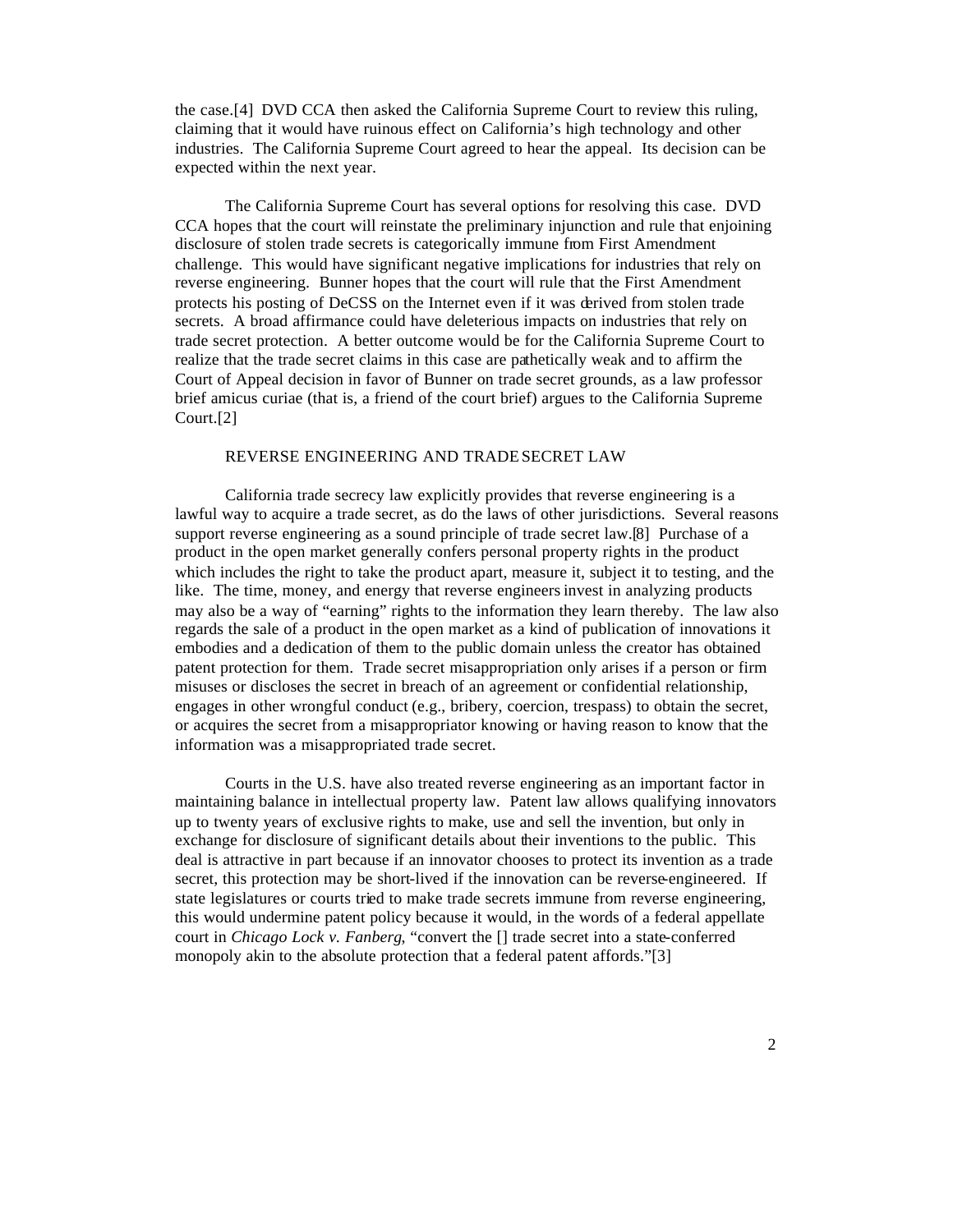the case.[4] DVD CCA then asked the California Supreme Court to review this ruling, claiming that it would have ruinous effect on California's high technology and other industries. The California Supreme Court agreed to hear the appeal. Its decision can be expected within the next year.

The California Supreme Court has several options for resolving this case. DVD CCA hopes that the court will reinstate the preliminary injunction and rule that enjoining disclosure of stolen trade secrets is categorically immune from First Amendment challenge. This would have significant negative implications for industries that rely on reverse engineering. Bunner hopes that the court will rule that the First Amendment protects his posting of DeCSS on the Internet even if it was derived from stolen trade secrets. A broad affirmance could have deleterious impacts on industries that rely on trade secret protection. A better outcome would be for the California Supreme Court to realize that the trade secret claims in this case are pathetically weak and to affirm the Court of Appeal decision in favor of Bunner on trade secret grounds, as a law professor brief amicus curiae (that is, a friend of the court brief) argues to the California Supreme Court.[2]

## REVERSE ENGINEERING AND TRADE SECRET LAW

California trade secrecy law explicitly provides that reverse engineering is a lawful way to acquire a trade secret, as do the laws of other jurisdictions. Several reasons support reverse engineering as a sound principle of trade secret law.[8] Purchase of a product in the open market generally confers personal property rights in the product which includes the right to take the product apart, measure it, subject it to testing, and the like. The time, money, and energy that reverse engineers invest in analyzing products may also be a way of "earning" rights to the information they learn thereby. The law also regards the sale of a product in the open market as a kind of publication of innovations it embodies and a dedication of them to the public domain unless the creator has obtained patent protection for them. Trade secret misappropriation only arises if a person or firm misuses or discloses the secret in breach of an agreement or confidential relationship, engages in other wrongful conduct (e.g., bribery, coercion, trespass) to obtain the secret, or acquires the secret from a misappropriator knowing or having reason to know that the information was a misappropriated trade secret.

Courts in the U.S. have also treated reverse engineering as an important factor in maintaining balance in intellectual property law. Patent law allows qualifying innovators up to twenty years of exclusive rights to make, use and sell the invention, but only in exchange for disclosure of significant details about their inventions to the public. This deal is attractive in part because if an innovator chooses to protect its invention as a trade secret, this protection may be short-lived if the innovation can be reverse-engineered. If state legislatures or courts tried to make trade secrets immune from reverse engineering, this would undermine patent policy because it would, in the words of a federal appellate court in *Chicago Lock v. Fanberg*, "convert the [] trade secret into a state-conferred monopoly akin to the absolute protection that a federal patent affords."[3]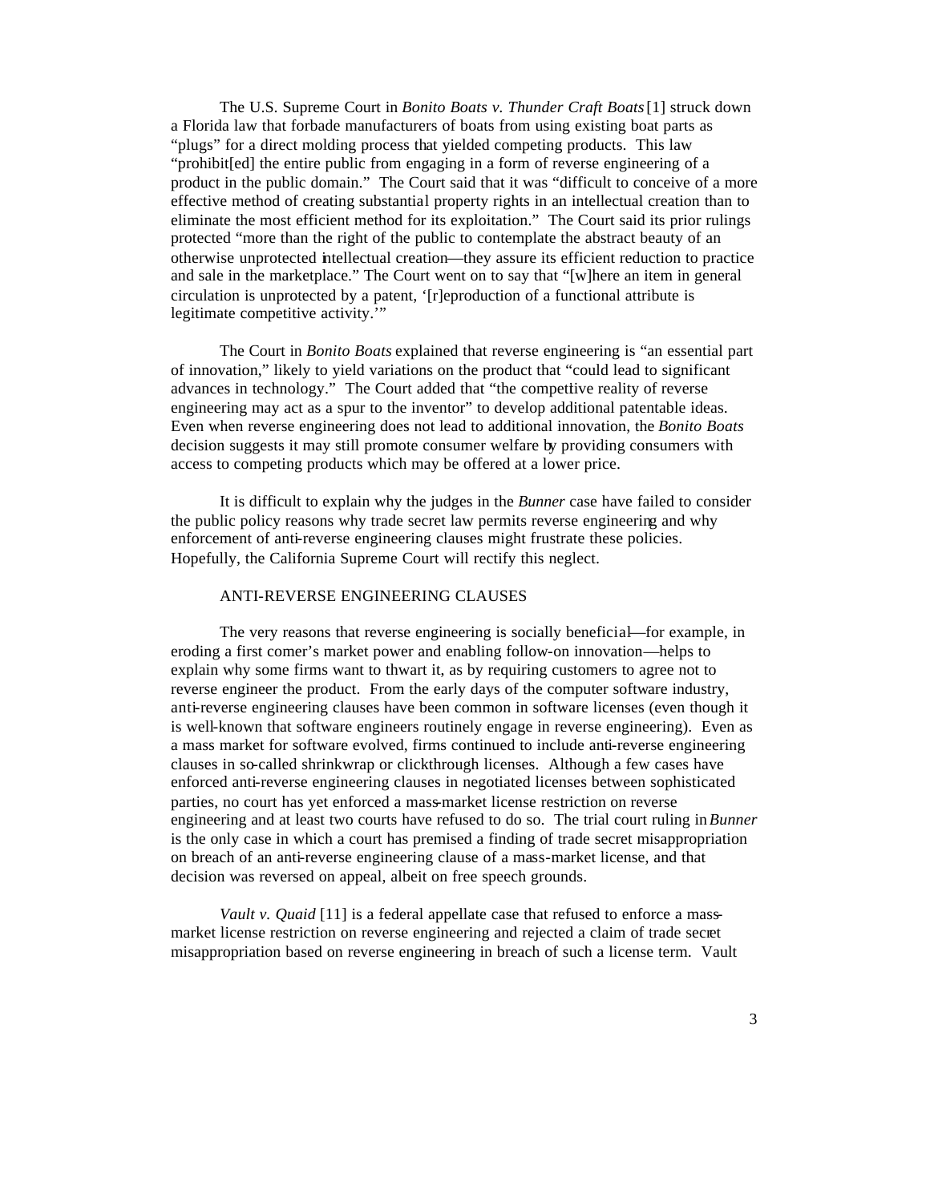The U.S. Supreme Court in *Bonito Boats v. Thunder Craft Boats* [1] struck down a Florida law that forbade manufacturers of boats from using existing boat parts as "plugs" for a direct molding process that yielded competing products. This law "prohibit[ed] the entire public from engaging in a form of reverse engineering of a product in the public domain." The Court said that it was "difficult to conceive of a more effective method of creating substantial property rights in an intellectual creation than to eliminate the most efficient method for its exploitation." The Court said its prior rulings protected "more than the right of the public to contemplate the abstract beauty of an otherwise unprotected intellectual creation—they assure its efficient reduction to practice and sale in the marketplace." The Court went on to say that "[w]here an item in general circulation is unprotected by a patent, '[r]eproduction of a functional attribute is legitimate competitive activity.'"

The Court in *Bonito Boats* explained that reverse engineering is "an essential part of innovation," likely to yield variations on the product that "could lead to significant advances in technology." The Court added that "the competitive reality of reverse engineering may act as a spur to the inventor" to develop additional patentable ideas. Even when reverse engineering does not lead to additional innovation, the *Bonito Boats* decision suggests it may still promote consumer welfare by providing consumers with access to competing products which may be offered at a lower price.

It is difficult to explain why the judges in the *Bunner* case have failed to consider the public policy reasons why trade secret law permits reverse engineering and why enforcement of anti-reverse engineering clauses might frustrate these policies. Hopefully, the California Supreme Court will rectify this neglect.

## ANTI-REVERSE ENGINEERING CLAUSES

The very reasons that reverse engineering is socially beneficial—for example, in eroding a first comer's market power and enabling follow-on innovation—helps to explain why some firms want to thwart it, as by requiring customers to agree not to reverse engineer the product. From the early days of the computer software industry, anti-reverse engineering clauses have been common in software licenses (even though it is well-known that software engineers routinely engage in reverse engineering). Even as a mass market for software evolved, firms continued to include anti-reverse engineering clauses in so-called shrinkwrap or clickthrough licenses. Although a few cases have enforced anti-reverse engineering clauses in negotiated licenses between sophisticated parties, no court has yet enforced a mass-market license restriction on reverse engineering and at least two courts have refused to do so. The trial court ruling in *Bunner* is the only case in which a court has premised a finding of trade secret misappropriation on breach of an anti-reverse engineering clause of a mass-market license, and that decision was reversed on appeal, albeit on free speech grounds.

*Vault v. Quaid* [11] is a federal appellate case that refused to enforce a mass-market license restriction on reverse engineering and rejected a claim of trade secret misappropriation based on reverse engineering in breach of such a license term. Vault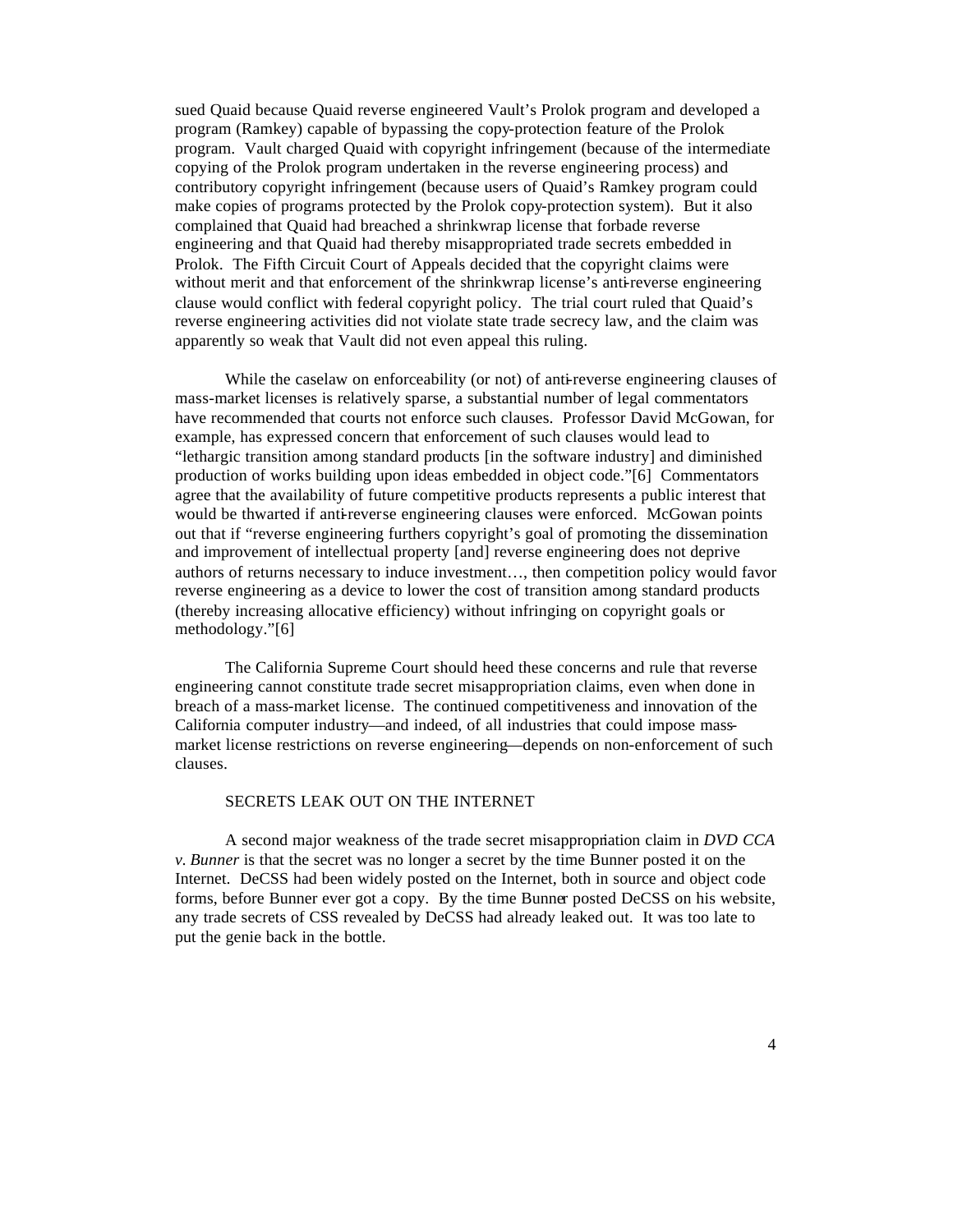sued Quaid because Quaid reverse engineered Vault's Prolok program and developed a program (Ramkey) capable of bypassing the copy-protection feature of the Prolok program. Vault charged Quaid with copyright infringement (because of the intermediate copying of the Prolok program undertaken in the reverse engineering process) and contributory copyright infringement (because users of Quaid's Ramkey program could make copies of programs protected by the Prolok copy-protection system). But it also complained that Quaid had breached a shrinkwrap license that forbade reverse engineering and that Quaid had thereby misappropriated trade secrets embedded in Prolok. The Fifth Circuit Court of Appeals decided that the copyright claims were without merit and that enforcement of the shrinkwrap license's anti-reverse engineering clause would conflict with federal copyright policy. The trial court ruled that Quaid's reverse engineering activities did not violate state trade secrecy law, and the claim was apparently so weak that Vault did not even appeal this ruling.

While the caselaw on enforceability (or not) of anti-reverse engineering clauses of mass-market licenses is relatively sparse, a substantial number of legal commentators have recommended that courts not enforce such clauses. Professor David McGowan, for example, has expressed concern that enforcement of such clauses would lead to "lethargic transition among standard products [in the software industry] and diminished production of works building upon ideas embedded in object code."[6] Commentators agree that the availability of future competitive products represents a public interest that would be thwarted if anti-reverse engineering clauses were enforced. McGowan points out that if "reverse engineering furthers copyright's goal of promoting the dissemination and improvement of intellectual property [and] reverse engineering does not deprive authors of returns necessary to induce investment…, then competition policy would favor reverse engineering as a device to lower the cost of transition among standard products (thereby increasing allocative efficiency) without infringing on copyright goals or methodology."[6]

The California Supreme Court should heed these concerns and rule that reverse engineering cannot constitute trade secret misappropriation claims, even when done in breach of a mass-market license. The continued competitiveness and innovation of the California computer industry—and indeed, of all industries that could impose mass-market license restrictions on reverse engineering—depends on non-enforcement of such clauses.

## SECRETS LEAK OUT ON THE INTERNET

A second major weakness of the trade secret misappropriation claim in *DVD CCA v. Bunner* is that the secret was no longer a secret by the time Bunner posted it on the Internet. DeCSS had been widely posted on the Internet, both in source and object code forms, before Bunner ever got a copy. By the time Bunner posted DeCSS on his website, any trade secrets of CSS revealed by DeCSS had already leaked out. It was too late to put the genie back in the bottle.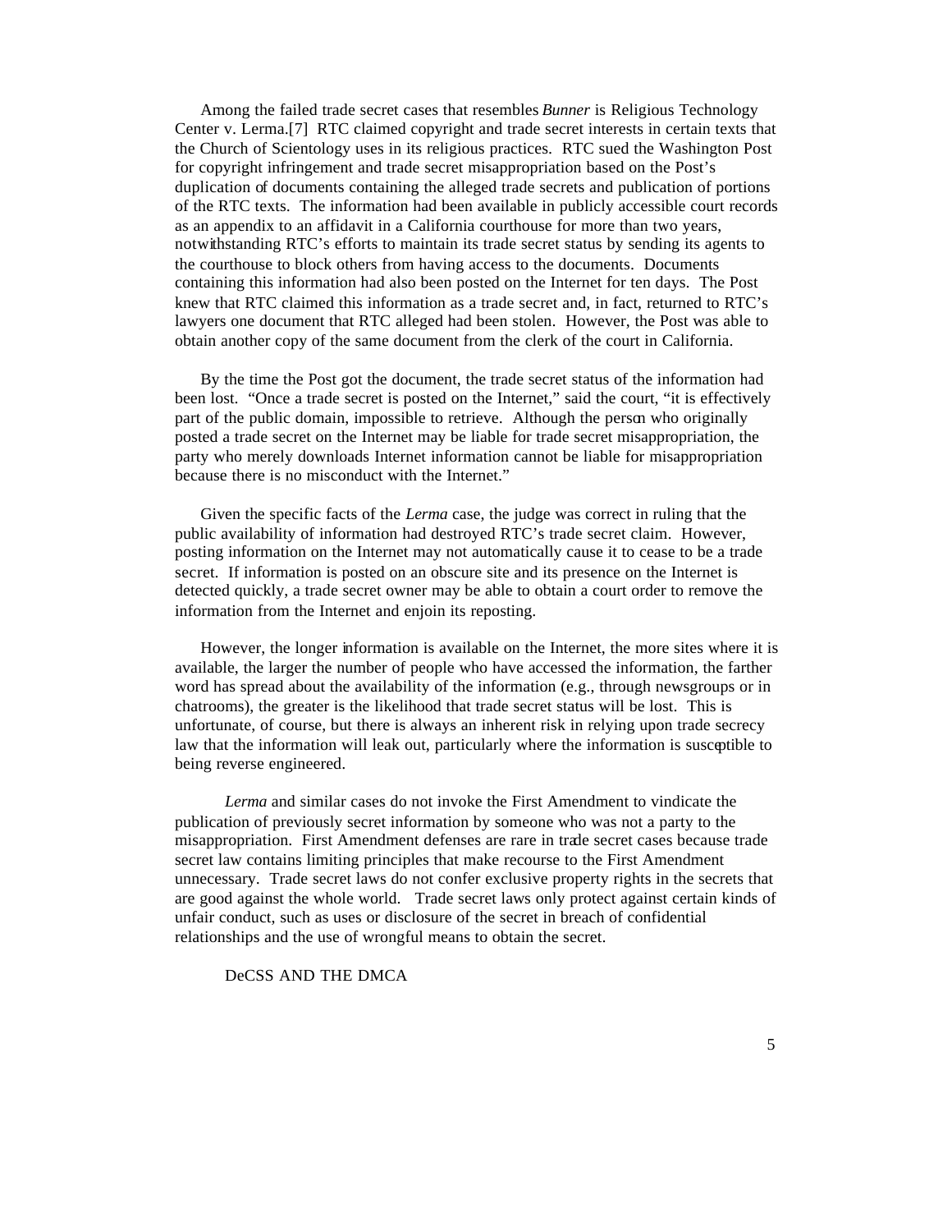Among the failed trade secret cases that resembles *Bunner* is Religious Technology Center v. Lerma.[7] RTC claimed copyright and trade secret interests in certain texts that the Church of Scientology uses in its religious practices. RTC sued the Washington Post for copyright infringement and trade secret misappropriation based on the Post's duplication of documents containing the alleged trade secrets and publication of portions of the RTC texts. The information had been available in publicly accessible court records as an appendix to an affidavit in a California courthouse for more than two years, notwithstanding RTC's efforts to maintain its trade secret status by sending its agents to the courthouse to block others from having access to the documents. Documents containing this information had also been posted on the Internet for ten days. The Post knew that RTC claimed this information as a trade secret and, in fact, returned to RTC's lawyers one document that RTC alleged had been stolen. However, the Post was able to obtain another copy of the same document from the clerk of the court in California.

By the time the Post got the document, the trade secret status of the information had been lost. "Once a trade secret is posted on the Internet," said the court, "it is effectively part of the public domain, impossible to retrieve. Although the person who originally posted a trade secret on the Internet may be liable for trade secret misappropriation, the party who merely downloads Internet information cannot be liable for misappropriation because there is no misconduct with the Internet."

Given the specific facts of the *Lerma* case, the judge was correct in ruling that the public availability of information had destroyed RTC's trade secret claim. However, posting information on the Internet may not automatically cause it to cease to be a trade secret. If information is posted on an obscure site and its presence on the Internet is detected quickly, a trade secret owner may be able to obtain a court order to remove the information from the Internet and enjoin its reposting.

However, the longer information is available on the Internet, the more sites where it is available, the larger the number of people who have accessed the information, the farther word has spread about the availability of the information (e.g., through newsgroups or in chatrooms), the greater is the likelihood that trade secret status will be lost. This is unfortunate, of course, but there is always an inherent risk in relying upon trade secrecy law that the information will leak out, particularly where the information is susceptible to being reverse engineered.

*Lerma* and similar cases do not invoke the First Amendment to vindicate the publication of previously secret information by someone who was not a party to the misappropriation. First Amendment defenses are rare in trade secret cases because trade secret law contains limiting principles that make recourse to the First Amendment unnecessary. Trade secret laws do not confer exclusive property rights in the secrets that are good against the whole world. Trade secret laws only protect against certain kinds of unfair conduct, such as uses or disclosure of the secret in breach of confidential relationships and the use of wrongful means to obtain the secret.

## DeCSS AND THE DMCA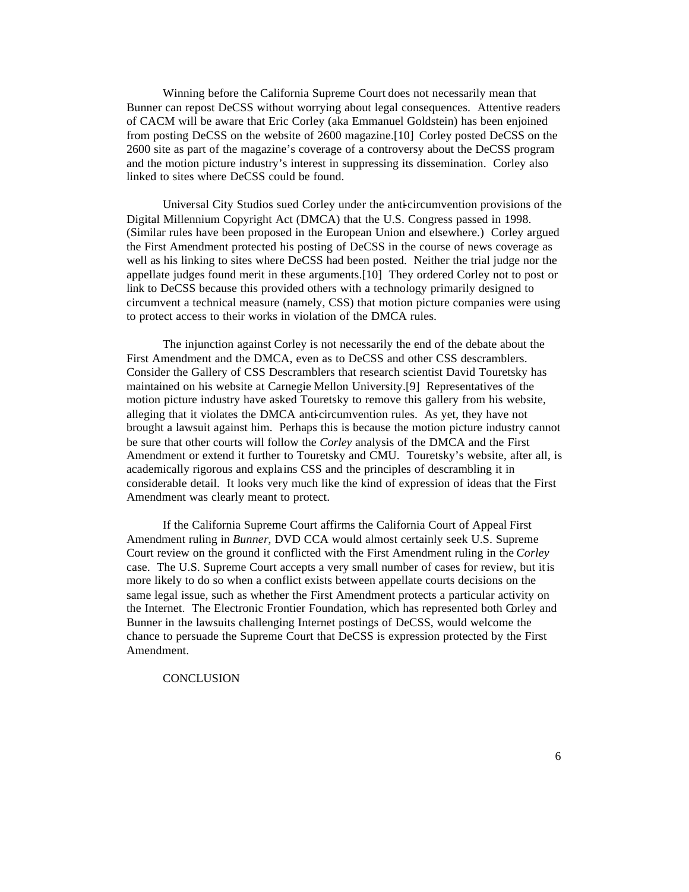Winning before the California Supreme Court does not necessarily mean that Bunner can repost DeCSS without worrying about legal consequences. Attentive readers of CACM will be aware that Eric Corley (aka Emmanuel Goldstein) has been enjoined from posting DeCSS on the website of 2600 magazine.[10] Corley posted DeCSS on the 2600 site as part of the magazine's coverage of a controversy about the DeCSS program and the motion picture industry's interest in suppressing its dissemination. Corley also linked to sites where DeCSS could be found.

Universal City Studios sued Corley under the anti-circumvention provisions of the Digital Millennium Copyright Act (DMCA) that the U.S. Congress passed in 1998. (Similar rules have been proposed in the European Union and elsewhere.) Corley argued the First Amendment protected his posting of DeCSS in the course of news coverage as well as his linking to sites where DeCSS had been posted. Neither the trial judge nor the appellate judges found merit in these arguments.[10] They ordered Corley not to post or link to DeCSS because this provided others with a technology primarily designed to circumvent a technical measure (namely, CSS) that motion picture companies were using to protect access to their works in violation of the DMCA rules.

The injunction against Corley is not necessarily the end of the debate about the First Amendment and the DMCA, even as to DeCSS and other CSS descramblers. Consider the Gallery of CSS Descramblers that research scientist David Touretsky has maintained on his website at Carnegie Mellon University.[9] Representatives of the motion picture industry have asked Touretsky to remove this gallery from his website, alleging that it violates the DMCA anti-circumvention rules. As yet, they have not brought a lawsuit against him. Perhaps this is because the motion picture industry cannot be sure that other courts will follow the *Corley* analysis of the DMCA and the First Amendment or extend it further to Touretsky and CMU. Touretsky's website, after all, is academically rigorous and explains CSS and the principles of descrambling it in considerable detail. It looks very much like the kind of expression of ideas that the First Amendment was clearly meant to protect.

If the California Supreme Court affirms the California Court of Appeal First Amendment ruling in *Bunner*, DVD CCA would almost certainly seek U.S. Supreme Court review on the ground it conflicted with the First Amendment ruling in the *Corley* case. The U.S. Supreme Court accepts a very small number of cases for review, but it is more likely to do so when a conflict exists between appellate courts decisions on the same legal issue, such as whether the First Amendment protects a particular activity on the Internet. The Electronic Frontier Foundation, which has represented both Corley and Bunner in the lawsuits challenging Internet postings of DeCSS, would welcome the chance to persuade the Supreme Court that DeCSS is expression protected by the First Amendment.

## CONCLUSION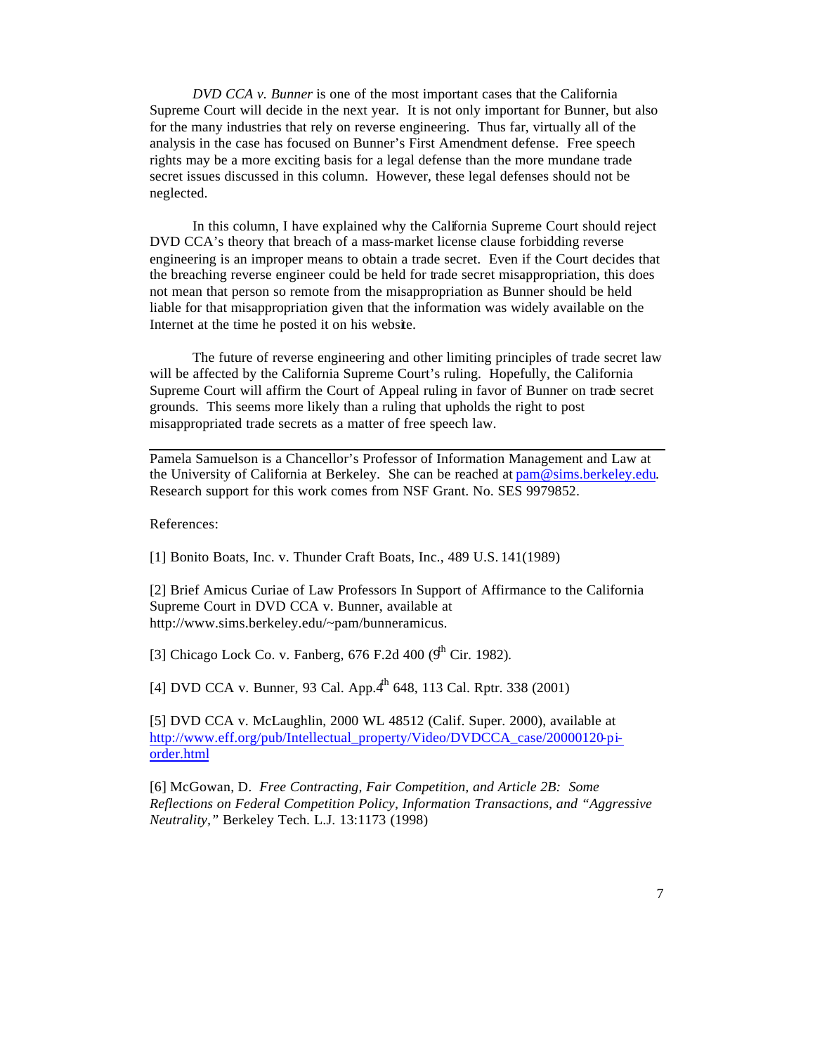*DVD CCA v. Bunner* is one of the most important cases that the California Supreme Court will decide in the next year. It is not only important for Bunner, but also for the many industries that rely on reverse engineering. Thus far, virtually all of the analysis in the case has focused on Bunner's First Amendment defense. Free speech rights may be a more exciting basis for a legal defense than the more mundane trade secret issues discussed in this column. However, these legal defenses should not be neglected.

In this column, I have explained why the California Supreme Court should reject DVD CCA's theory that breach of a mass-market license clause forbidding reverse engineering is an improper means to obtain a trade secret. Even if the Court decides that the breaching reverse engineer could be held for trade secret misappropriation, this does not mean that person so remote from the misappropriation as Bunner should be held liable for that misappropriation given that the information was widely available on the Internet at the time he posted it on his website.

The future of reverse engineering and other limiting principles of trade secret law will be affected by the California Supreme Court's ruling. Hopefully, the California Supreme Court will affirm the Court of Appeal ruling in favor of Bunner on trade secret grounds. This seems more likely than a ruling that upholds the right to post misappropriated trade secrets as a matter of free speech law.

---

Pamela Samuelson is a Chancellor's Professor of Information Management and Law at the University of California at Berkeley. She can be reached at pam@sims.berkeley.edu. Research support for this work comes from NSF Grant. No. SES 9979852.

References:

[1] Bonito Boats, Inc. v. Thunder Craft Boats, Inc., 489 U.S. 141(1989)

[2] Brief Amicus Curiae of Law Professors In Support of Affirmance to the California Supreme Court in DVD CCA v. Bunner, available at http://www.sims.berkeley.edu/~pam/bunneramicus.

[3] Chicago Lock Co. v. Fanberg, 676 F.2d 400 (9th Cir. 1982).

[4] DVD CCA v. Bunner, 93 Cal. App.4th 648, 113 Cal. Rptr. 338 (2001)

[5] DVD CCA v. McLaughlin, 2000 WL 48512 (Calif. Super. 2000), available at http://www.eff.org/pub/Intellectual_property/Video/DVDCCA_case/20000120-pi-order.html

[6] McGowan, D. *Free Contracting, Fair Competition, and Article 2B: Some Reflections on Federal Competition Policy, Information Transactions, and "Aggressive Neutrality,"* Berkeley Tech. L.J. 13:1173 (1998)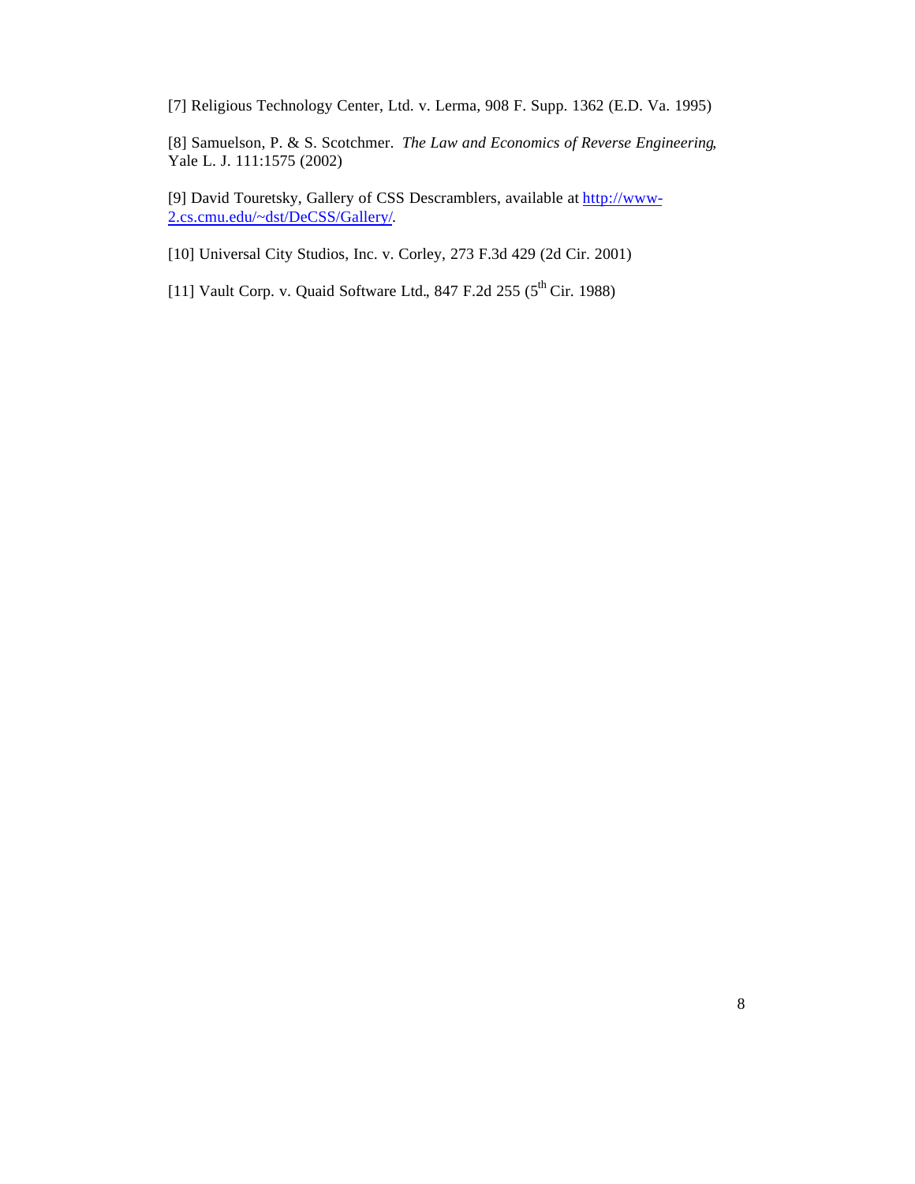[7] Religious Technology Center, Ltd. v. Lerma, 908 F. Supp. 1362 (E.D. Va. 1995)

[8] Samuelson, P. & S. Scotchmer. *The Law and Economics of Reverse Engineering*, Yale L. J. 111:1575 (2002)

[9] David Touretsky, Gallery of CSS Descramblers, available at http://www-2.cs.cmu.edu/~dst/DeCSS/Gallery/.

[10] Universal City Studios, Inc. v. Corley, 273 F.3d 429 (2d Cir. 2001)

[11] Vault Corp. v. Quaid Software Ltd., 847 F.2d 255 (5th Cir. 1988)